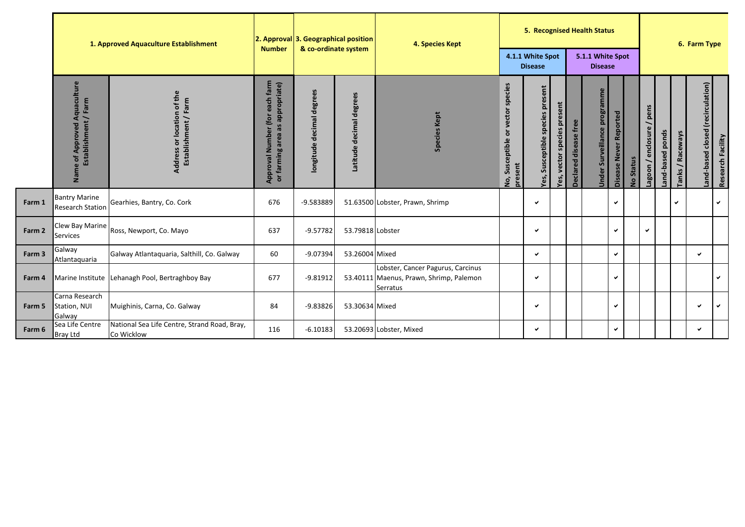| | 1. Approved Aquaculture Establishment | | 2. Approval Number | 3. Geographical position & co-ordinate system | | 4. Species Kept | 5. Recognised Health Status | | | | | | | 6. Farm Type | | | | |
|---|---|---|---|---|---|---|---|---|---|---|---|---|---|---|---|---|---|---|
| | | | | | | | 4.1.1 White Spot Disease | | | 5.1.1 White Spot Disease | | | | | | | | |
| | Name of Approved Aquaculture Establishment / Farm | Address or location of the Establishment / Farm | Approval Number (for each farm or farming area as appropriate) | longitude decimal degrees | Latitude decimal degrees | Species Kept | No, Susceptible or vector species present | Yes, Susceptible species present | Yes, vector species present | Declared disease free | Under Surveillance programme | Disease Never Reported | No Status | Lagoon / enclosure / pens | Land-based ponds | Tanks / Raceways | Land-based closed (recirculation) | Research Facility |
| Farm 1 | Bantry Marine Research Station | Gearhies, Bantry, Co. Cork | 676 | -9.583889 | 51.63500 | Lobster, Prawn, Shrimp | | ✔ | | | | ✔ | | | | ✔ | | ✔ |
| Farm 2 | Clew Bay Marine Services | Ross, Newport, Co. Mayo | 637 | -9.57782 | 53.79818 | Lobster | | ✔ | | | | ✔ | | ✔ | | | | |
| Farm 3 | Galway Atlantaquaria | Galway Atlantaquaria, Salthill, Co. Galway | 60 | -9.07394 | 53.26004 | Mixed | | ✔ | | | | ✔ | | | | | ✔ | |
| Farm 4 | Marine Institute | Lehanagh Pool, Bertraghboy Bay | 677 | -9.81912 | 53.40111 | Lobster, Cancer Pagurus, Carcinus Maenus, Prawn, Shrimp, Palemon Serratus | | ✔ | | | | ✔ | | | | | | ✔ |
| Farm 5 | Carna Research Station, NUI Galway | Muighinis, Carna, Co. Galway | 84 | -9.83826 | 53.30634 | Mixed | | ✔ | | | | ✔ | | | | | ✔ | ✔ |
| Farm 6 | Sea Life Centre Bray Ltd | National Sea Life Centre, Strand Road, Bray, Co Wicklow | 116 | -6.10183 | 53.20693 | Lobster, Mixed | | ✔ | | | | ✔ | | | | | ✔ | |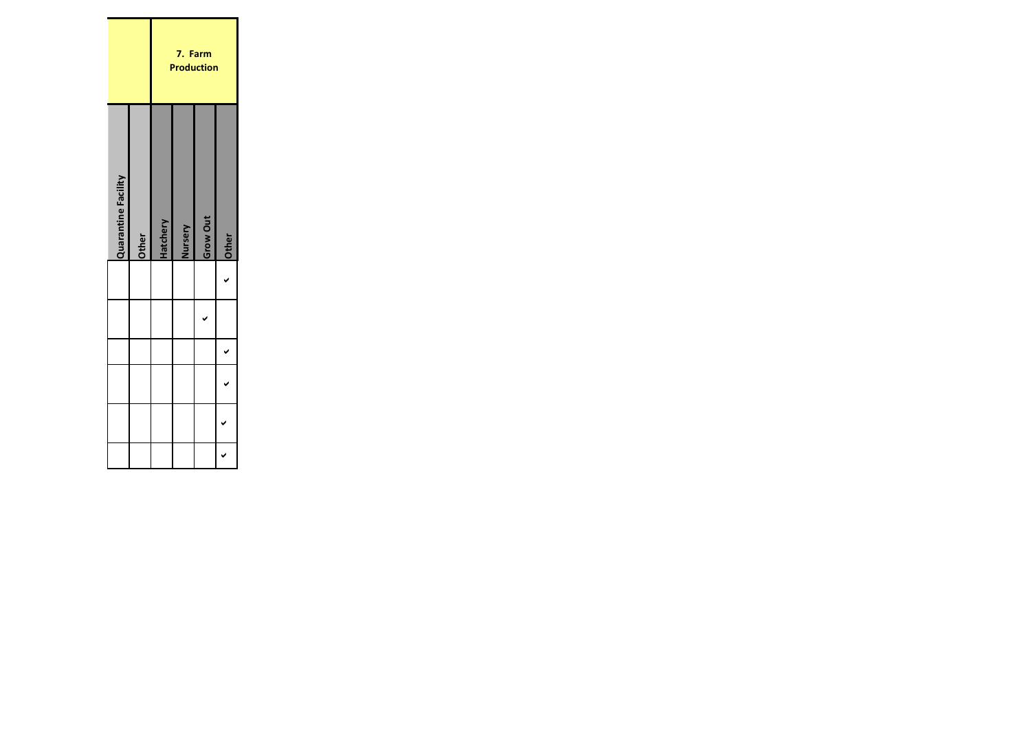| | | 7. Farm Production | | | |
|---|---|---|---|---|---|
| Quarantine Facility | Other | Hatchery | Nursery | Grow Out | Other |
| | | | | | ✔ |
| | | | | ✔ | |
| | | | | | ✔ |
| | | | | | ✔ |
| | | | | | ✔ |
| | | | | | ✔ |